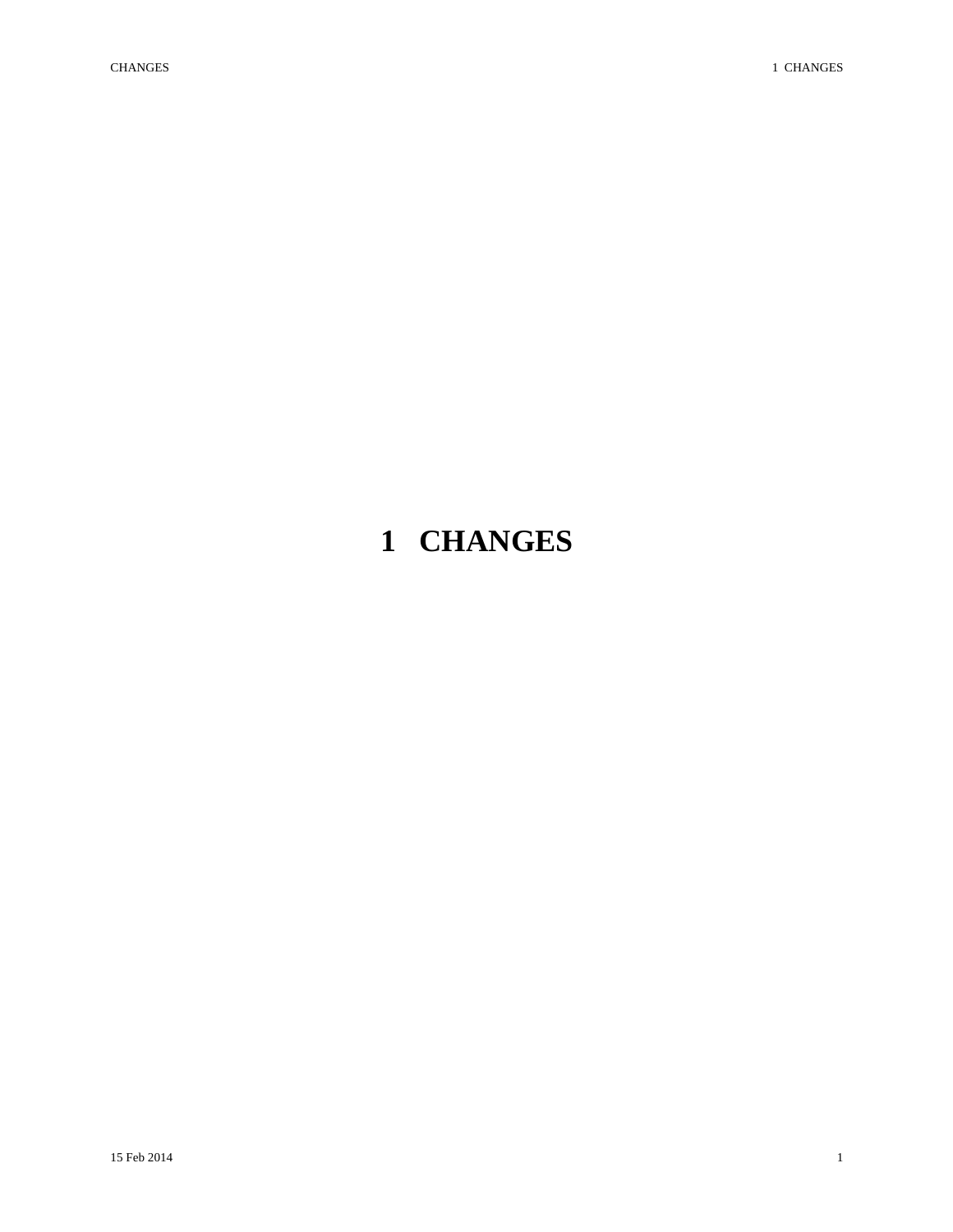# 1 CHANGES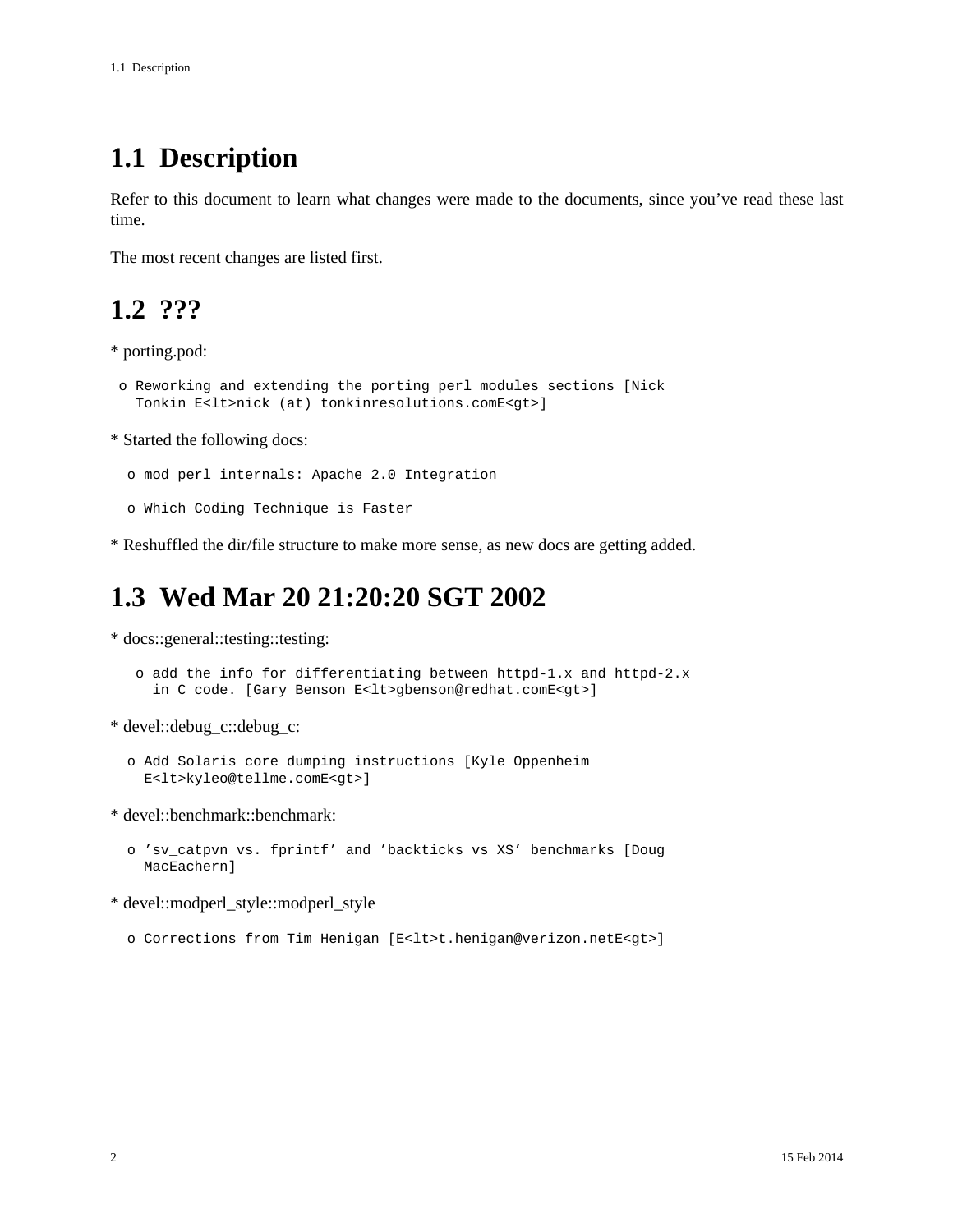## 1.1 Description

Refer to this document to learn what changes were made to the documents, since you've read these last time.

The most recent changes are listed first.

## 1.2 ???

* porting.pod:

```
 o Reworking and extending the porting perl modules sections [Nick
   Tonkin E<lt>nick (at) tonkinresolutions.comE<gt>]
```

* Started the following docs:

```
  o mod_perl internals: Apache 2.0 Integration

  o Which Coding Technique is Faster
```

* Reshuffled the dir/file structure to make more sense, as new docs are getting added.

## 1.3 Wed Mar 20 21:20:20 SGT 2002

* docs::general::testing::testing:

```
   o add the info for differentiating between httpd-1.x and httpd-2.x
     in C code. [Gary Benson E<lt>gbenson@redhat.comE<gt>]
```

* devel::debug_c::debug_c:

```
  o Add Solaris core dumping instructions [Kyle Oppenheim
    E<lt>kyleo@tellme.comE<gt>]
```

* devel::benchmark::benchmark:

```
  o 'sv_catpvn vs. fprintf' and 'backticks vs XS' benchmarks [Doug
    MacEachern]
```

* devel::modperl_style::modperl_style

```
  o Corrections from Tim Henigan [E<lt>t.henigan@verizon.netE<gt>]
```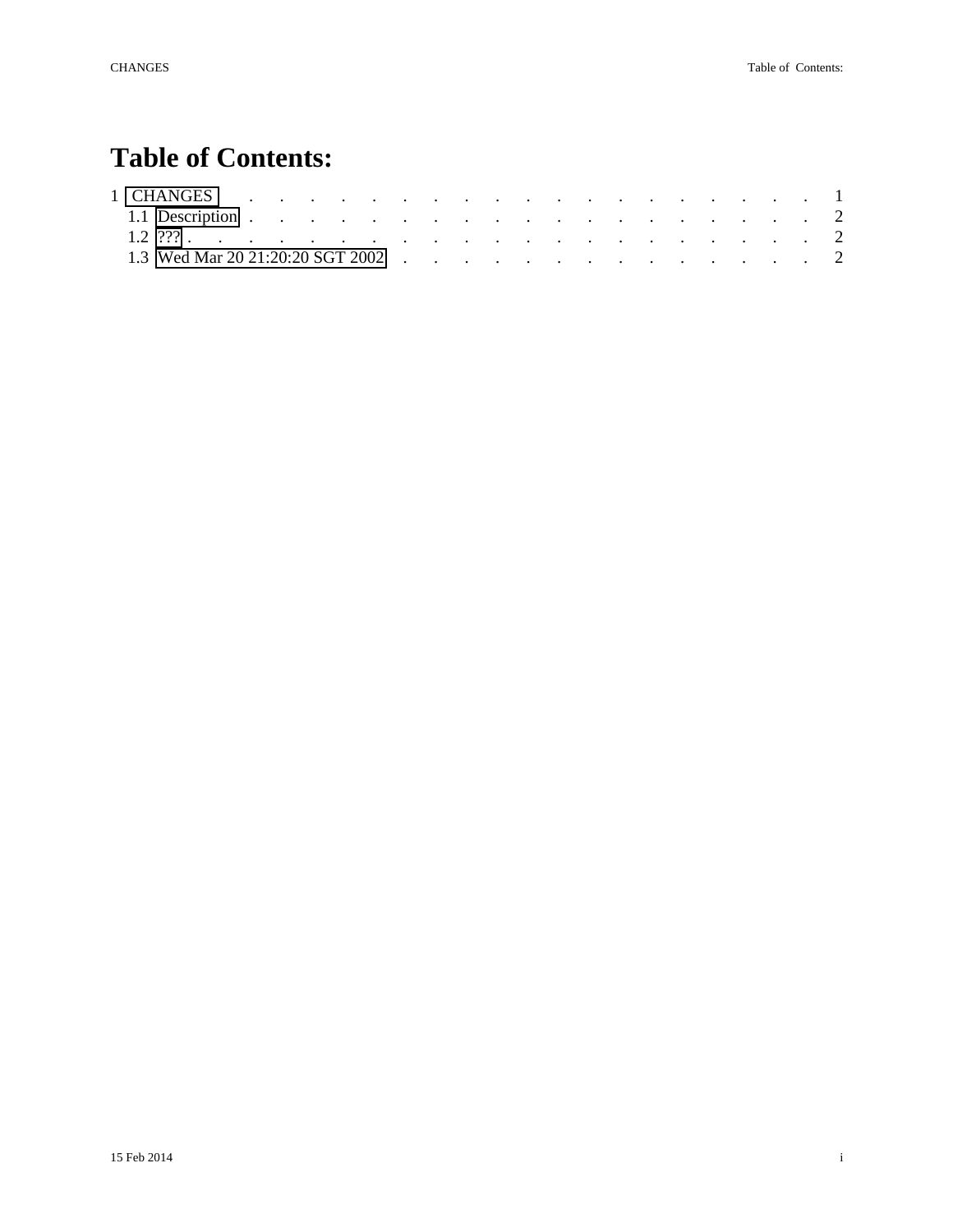# Table of Contents:

1 CHANGES . . . . . . . . . . . . . . . . . . . . 1
- 1.1 Description . . . . . . . . . . . . . . . . . . . . 2
- 1.2 ??? . . . . . . . . . . . . . . . . . . . . 2
- 1.3 Wed Mar 20 21:20:20 SGT 2002 . . . . . . . . . . . . . . . 2